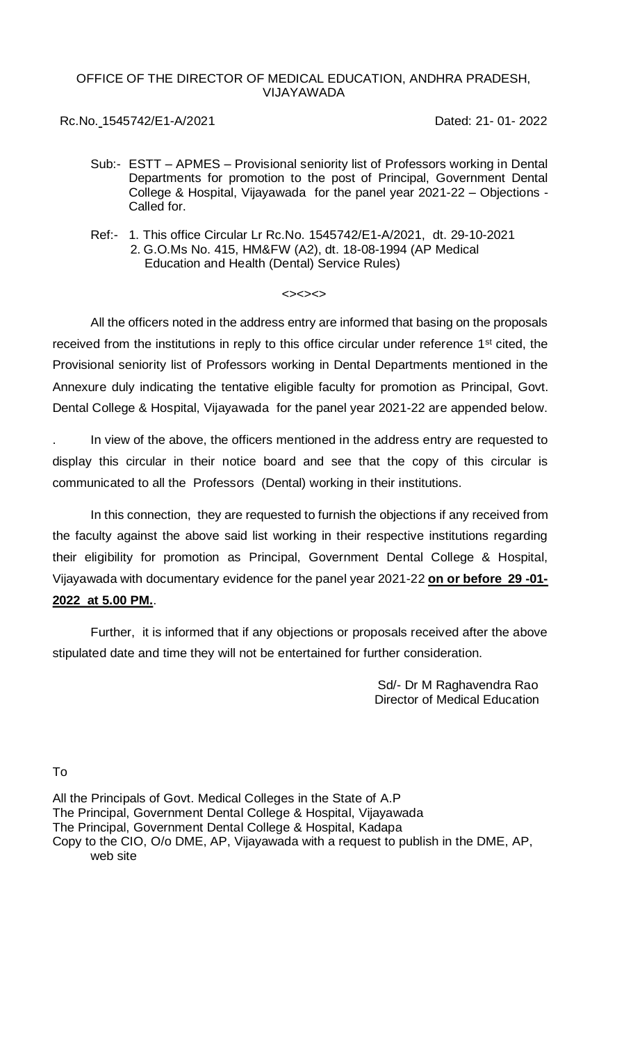OFFICE OF THE DIRECTOR OF MEDICAL EDUCATION, ANDHRA PRADESH, VIJAYAWADA

Rc.No. 1545742/E1-A/2021 Dated: 21- 01- 2022

Sub:- ESTT – APMES – Provisional seniority list of Professors working in Dental Departments for promotion to the post of Principal, Government Dental College & Hospital, Vijayawada for the panel year 2021-22 – Objections - Called for.

Ref:- 1. This office Circular Lr Rc.No. 1545742/E1-A/2021, dt. 29-10-2021
2. G.O.Ms No. 415, HM&FW (A2), dt. 18-08-1994 (AP Medical Education and Health (Dental) Service Rules)

<><><>

All the officers noted in the address entry are informed that basing on the proposals received from the institutions in reply to this office circular under reference 1st cited, the Provisional seniority list of Professors working in Dental Departments mentioned in the Annexure duly indicating the tentative eligible faculty for promotion as Principal, Govt. Dental College & Hospital, Vijayawada for the panel year 2021-22 are appended below.

. In view of the above, the officers mentioned in the address entry are requested to display this circular in their notice board and see that the copy of this circular is communicated to all the Professors (Dental) working in their institutions.

In this connection, they are requested to furnish the objections if any received from the faculty against the above said list working in their respective institutions regarding their eligibility for promotion as Principal, Government Dental College & Hospital, Vijayawada with documentary evidence for the panel year 2021-22 **on or before 29 -01-2022 at 5.00 PM.**.

Further, it is informed that if any objections or proposals received after the above stipulated date and time they will not be entertained for further consideration.

Sd/- Dr M Raghavendra Rao
Director of Medical Education

To

All the Principals of Govt. Medical Colleges in the State of A.P
The Principal, Government Dental College & Hospital, Vijayawada
The Principal, Government Dental College & Hospital, Kadapa
Copy to the CIO, O/o DME, AP, Vijayawada with a request to publish in the DME, AP, web site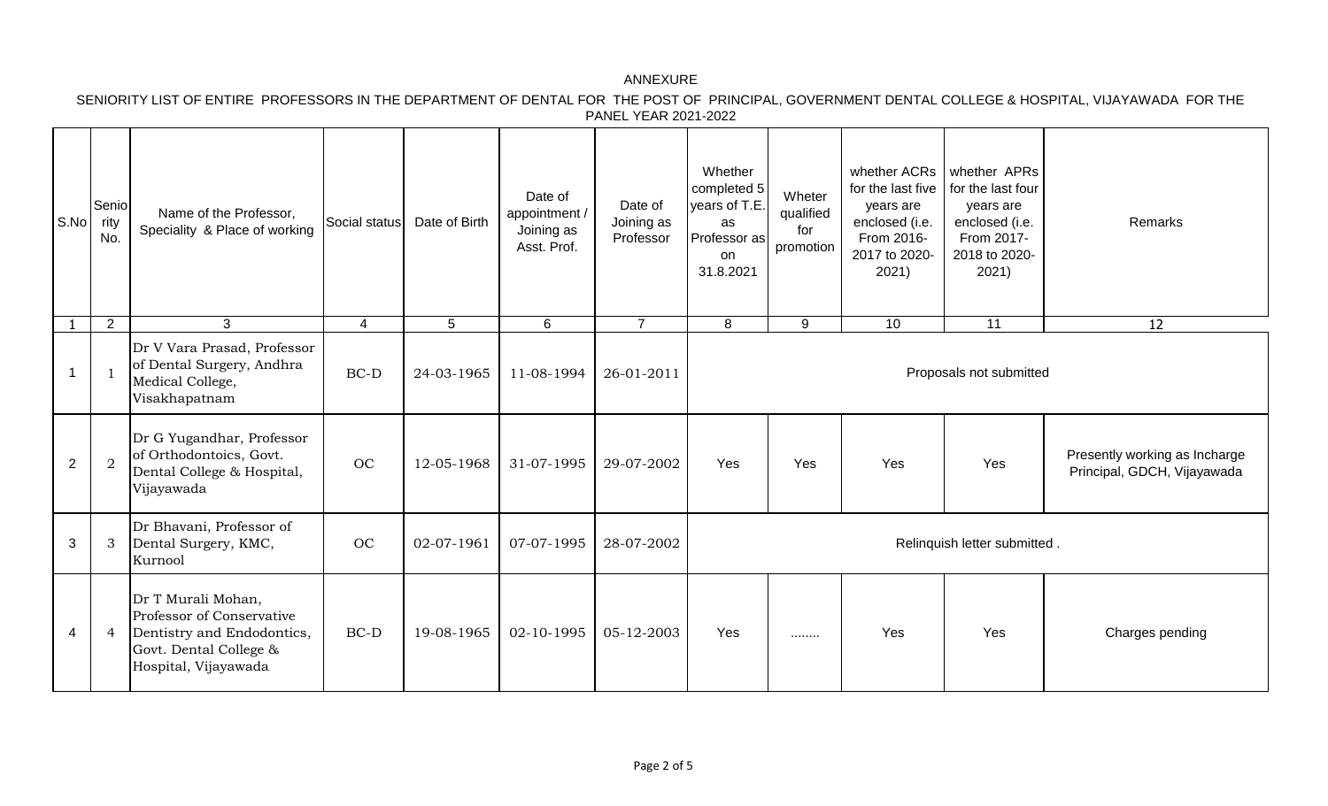ANNEXURE

SENIORITY LIST OF ENTIRE PROFESSORS IN THE DEPARTMENT OF DENTAL FOR THE POST OF PRINCIPAL, GOVERNMENT DENTAL COLLEGE & HOSPITAL, VIJAYAWADA FOR THE PANEL YEAR 2021-2022

| S.No | Seniority No. | Name of the Professor, Speciality & Place of working | Social status | Date of Birth | Date of appointment / Joining as Asst. Prof. | Date of Joining as Professor | Whether completed 5 years of T.E. as Professor as on 31.8.2021 | Wheter qualified for promotion | whether ACRs for the last five years are enclosed (i.e. From 2016-2017 to 2020-2021) | whether APRs for the last four years are enclosed (i.e. From 2017-2018 to 2020-2021) | Remarks |
|---|---|---|---|---|---|---|---|---|---|---|---|
| 1 | 2 | 3 | 4 | 5 | 6 | 7 | 8 | 9 | 10 | 11 | 12 |
| 1 | 1 | Dr V Vara Prasad, Professor of Dental Surgery, Andhra Medical College, Visakhapatnam | BC-D | 24-03-1965 | 11-08-1994 | 26-01-2011 | Proposals not submitted | | | | |
| 2 | 2 | Dr G Yugandhar, Professor of Orthodontoics, Govt. Dental College & Hospital, Vijayawada | OC | 12-05-1968 | 31-07-1995 | 29-07-2002 | Yes | Yes | Yes | Yes | Presently working as Incharge Principal, GDCH, Vijayawada |
| 3 | 3 | Dr Bhavani, Professor of Dental Surgery, KMC, Kurnool | OC | 02-07-1961 | 07-07-1995 | 28-07-2002 | Relinquish letter submitted . | | | | |
| 4 | 4 | Dr T Murali Mohan, Professor of Conservative Dentistry and Endodontics, Govt. Dental College & Hospital, Vijayawada | BC-D | 19-08-1965 | 02-10-1995 | 05-12-2003 | Yes | ........ | Yes | Yes | Charges pending |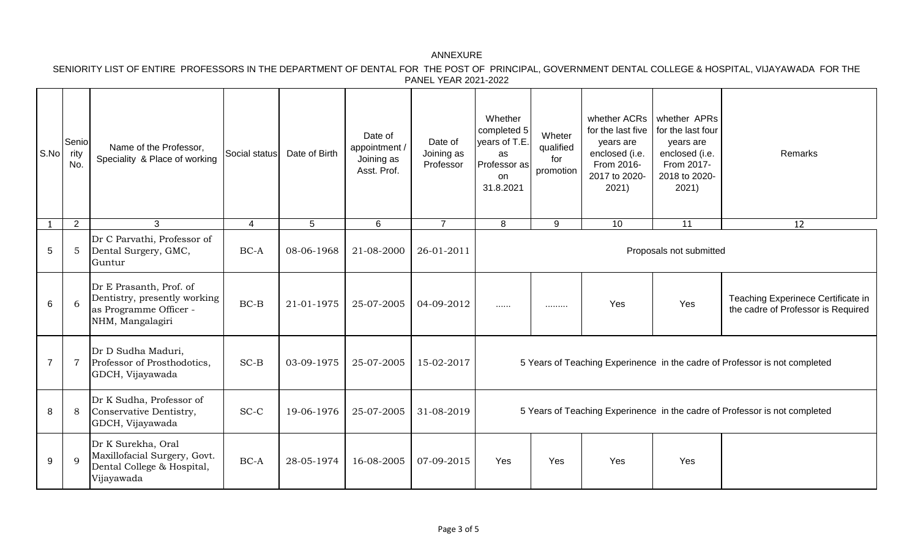ANNEXURE

SENIORITY LIST OF ENTIRE PROFESSORS IN THE DEPARTMENT OF DENTAL FOR THE POST OF PRINCIPAL, GOVERNMENT DENTAL COLLEGE & HOSPITAL, VIJAYAWADA FOR THE PANEL YEAR 2021-2022

| S.No | Seniority No. | Name of the Professor, Speciality & Place of working | Social status | Date of Birth | Date of appointment / Joining as Asst. Prof. | Date of Joining as Professor | Whether completed 5 years of T.E. as Professor as on 31.8.2021 | Wheter qualified for promotion | whether ACRs for the last five years are enclosed (i.e. From 2016-2017 to 2020-2021) | whether APRs for the last four years are enclosed (i.e. From 2017-2018 to 2020-2021) | Remarks |
|---|---|---|---|---|---|---|---|---|---|---|---|
| 1 | 2 | 3 | 4 | 5 | 6 | 7 | 8 | 9 | 10 | 11 | 12 |
| 5 | 5 | Dr C Parvathi, Professor of Dental Surgery, GMC, Guntur | BC-A | 08-06-1968 | 21-08-2000 | 26-01-2011 | Proposals not submitted | | | | |
| 6 | 6 | Dr E Prasanth, Prof. of Dentistry, presently working as Programme Officer - NHM, Mangalagiri | BC-B | 21-01-1975 | 25-07-2005 | 04-09-2012 | ...... | ......... | Yes | Yes | Teaching Experinece Certificate in the cadre of Professor is Required |
| 7 | 7 | Dr D Sudha Maduri, Professor of Prosthodotics, GDCH, Vijayawada | SC-B | 03-09-1975 | 25-07-2005 | 15-02-2017 | 5 Years of Teaching Experience in the cadre of Professor is not completed | | | | |
| 8 | 8 | Dr K Sudha, Professor of Conservative Dentistry, GDCH, Vijayawada | SC-C | 19-06-1976 | 25-07-2005 | 31-08-2019 | 5 Years of Teaching Experience in the cadre of Professor is not completed | | | | |
| 9 | 9 | Dr K Surekha, Oral Maxillofacial Surgery, Govt. Dental College & Hospital, Vijayawada | BC-A | 28-05-1974 | 16-08-2005 | 07-09-2015 | Yes | Yes | Yes | Yes | |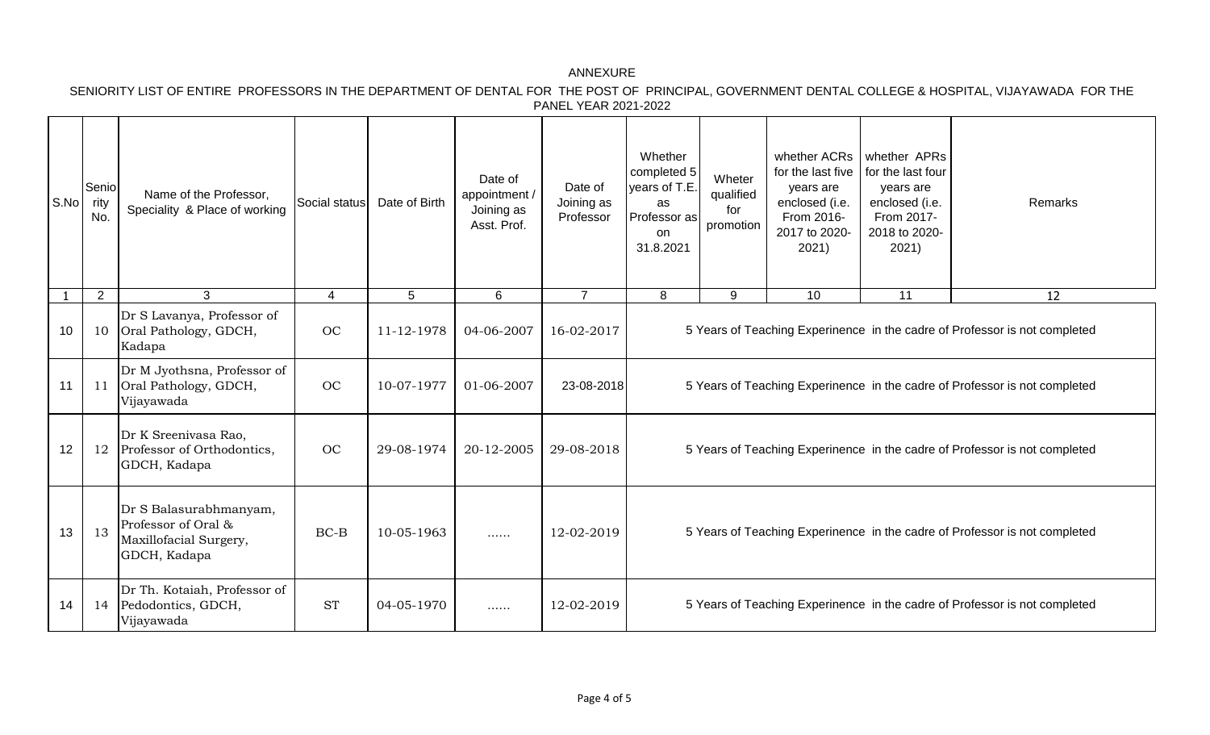ANNEXURE

SENIORITY LIST OF ENTIRE PROFESSORS IN THE DEPARTMENT OF DENTAL FOR THE POST OF PRINCIPAL, GOVERNMENT DENTAL COLLEGE & HOSPITAL, VIJAYAWADA FOR THE PANEL YEAR 2021-2022

| S.No | Seniority No. | Name of the Professor, Speciality & Place of working | Social status | Date of Birth | Date of appointment / Joining as Asst. Prof. | Date of Joining as Professor | Whether completed 5 years of T.E. as Professor as on 31.8.2021 | Wheter qualified for promotion | whether ACRs for the last five years are enclosed (i.e. From 2016-2017 to 2020-2021) | whether APRs for the last four years are enclosed (i.e. From 2017-2018 to 2020-2021) | Remarks |
|---|---|---|---|---|---|---|---|---|---|---|---|
| 1 | 2 | 3 | 4 | 5 | 6 | 7 | 8 | 9 | 10 | 11 | 12 |
| 10 | 10 | Dr S Lavanya, Professor of Oral Pathology, GDCH, Kadapa | OC | 11-12-1978 | 04-06-2007 | 16-02-2017 | 5 Years of Teaching Experinence in the cadre of Professor is not completed | | | | |
| 11 | 11 | Dr M Jyothsna, Professor of Oral Pathology, GDCH, Vijayawada | OC | 10-07-1977 | 01-06-2007 | 23-08-2018 | 5 Years of Teaching Experinence in the cadre of Professor is not completed | | | | |
| 12 | 12 | Dr K Sreenivasa Rao, Professor of Orthodontics, GDCH, Kadapa | OC | 29-08-1974 | 20-12-2005 | 29-08-2018 | 5 Years of Teaching Experinence in the cadre of Professor is not completed | | | | |
| 13 | 13 | Dr S Balasurabhmanyam, Professor of Oral & Maxillofacial Surgery, GDCH, Kadapa | BC-B | 10-05-1963 | ...... | 12-02-2019 | 5 Years of Teaching Experinence in the cadre of Professor is not completed | | | | |
| 14 | 14 | Dr Th. Kotaiah, Professor of Pedodontics, GDCH, Vijayawada | ST | 04-05-1970 | ...... | 12-02-2019 | 5 Years of Teaching Experinence in the cadre of Professor is not completed | | | | |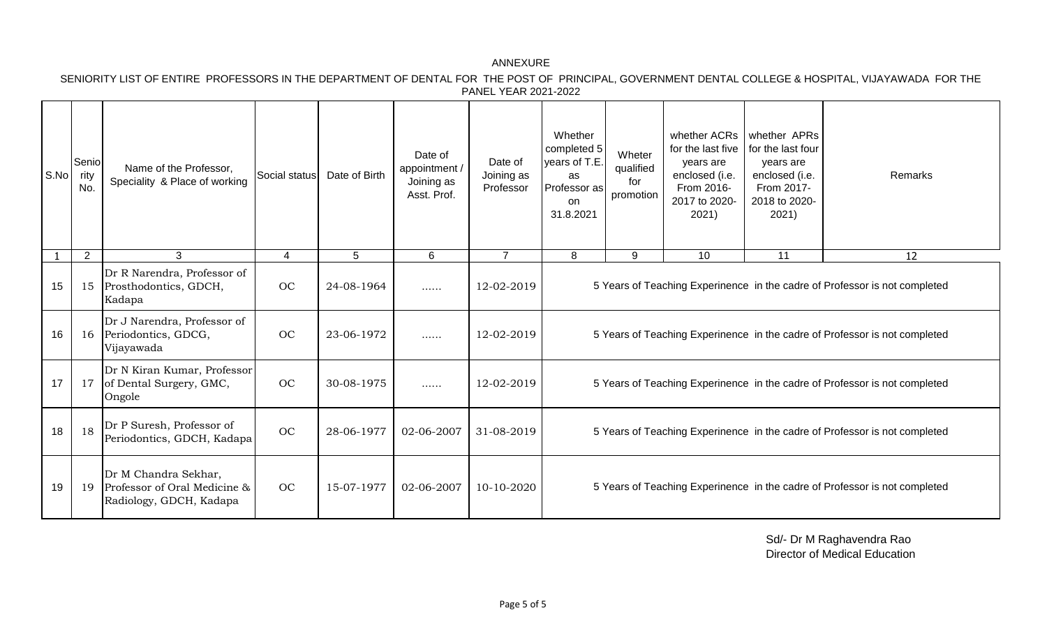ANNEXURE

SENIORITY LIST OF ENTIRE PROFESSORS IN THE DEPARTMENT OF DENTAL FOR THE POST OF PRINCIPAL, GOVERNMENT DENTAL COLLEGE & HOSPITAL, VIJAYAWADA FOR THE PANEL YEAR 2021-2022

| S.No | Seniority No. | Name of the Professor, Speciality & Place of working | Social status | Date of Birth | Date of appointment / Joining as Asst. Prof. | Date of Joining as Professor | Whether completed 5 years of T.E. as Professor as on 31.8.2021 | Wheter qualified for promotion | whether ACRs for the last five years are enclosed (i.e. From 2016-2017 to 2020-2021) | whether APRs for the last four years are enclosed (i.e. From 2017-2018 to 2020-2021) | Remarks |
|---|---|---|---|---|---|---|---|---|---|---|---|
| 1 | 2 | 3 | 4 | 5 | 6 | 7 | 8 | 9 | 10 | 11 | 12 |
| 15 | 15 | Dr R Narendra, Professor of Prosthodontics, GDCH, Kadapa | OC | 24-08-1964 | ...... | 12-02-2019 | 5 Years of Teaching Experinence in the cadre of Professor is not completed | | | | |
| 16 | 16 | Dr J Narendra, Professor of Periodontics, GDCG, Vijayawada | OC | 23-06-1972 | ...... | 12-02-2019 | 5 Years of Teaching Experinence in the cadre of Professor is not completed | | | | |
| 17 | 17 | Dr N Kiran Kumar, Professor of Dental Surgery, GMC, Ongole | OC | 30-08-1975 | ...... | 12-02-2019 | 5 Years of Teaching Experinence in the cadre of Professor is not completed | | | | |
| 18 | 18 | Dr P Suresh, Professor of Periodontics, GDCH, Kadapa | OC | 28-06-1977 | 02-06-2007 | 31-08-2019 | 5 Years of Teaching Experinence in the cadre of Professor is not completed | | | | |
| 19 | 19 | Dr M Chandra Sekhar, Professor of Oral Medicine & Radiology, GDCH, Kadapa | OC | 15-07-1977 | 02-06-2007 | 10-10-2020 | 5 Years of Teaching Experinence in the cadre of Professor is not completed | | | | |

Sd/- Dr M Raghavendra Rao
Director of Medical Education